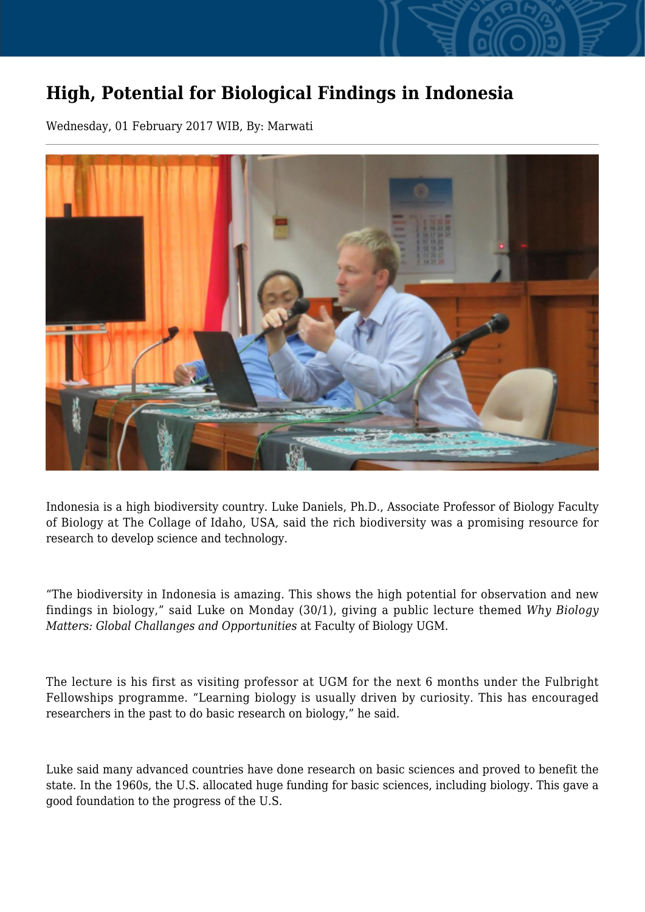# High, Potential for Biological Findings in Indonesia

Wednesday, 01 February 2017 WIB, By: Marwati

Indonesia is a high biodiversity country. Luke Daniels, Ph.D., Associate Professor of Biology Faculty of Biology at The Collage of Idaho, USA, said the rich biodiversity was a promising resource for research to develop science and technology.

“The biodiversity in Indonesia is amazing. This shows the high potential for observation and new findings in biology,” said Luke on Monday (30/1), giving a public lecture themed *Why Biology Matters: Global Challanges and Opportunities* at Faculty of Biology UGM.

The lecture is his first as visiting professor at UGM for the next 6 months under the Fulbright Fellowships programme. “Learning biology is usually driven by curiosity. This has encouraged researchers in the past to do basic research on biology,” he said.

Luke said many advanced countries have done research on basic sciences and proved to benefit the state. In the 1960s, the U.S. allocated huge funding for basic sciences, including biology. This gave a good foundation to the progress of the U.S.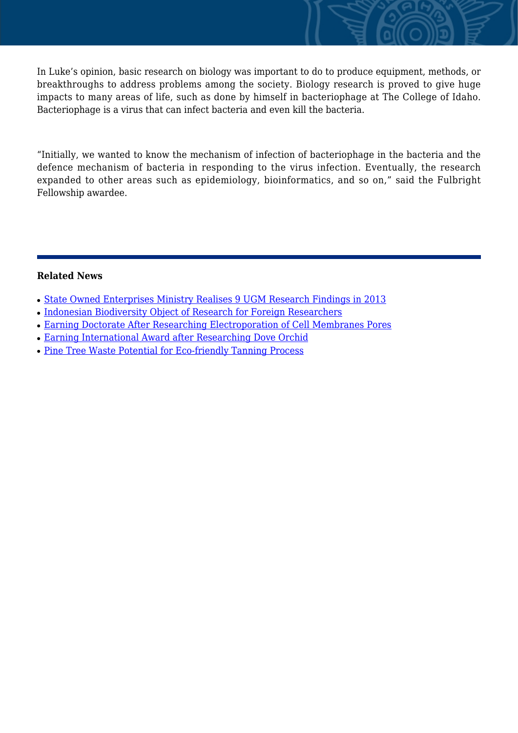In Luke's opinion, basic research on biology was important to do to produce equipment, methods, or breakthroughs to address problems among the society. Biology research is proved to give huge impacts to many areas of life, such as done by himself in bacteriophage at The College of Idaho. Bacteriophage is a virus that can infect bacteria and even kill the bacteria.

"Initially, we wanted to know the mechanism of infection of bacteriophage in the bacteria and the defence mechanism of bacteria in responding to the virus infection. Eventually, the research expanded to other areas such as epidemiology, bioinformatics, and so on," said the Fulbright Fellowship awardee.

---

**Related News**

- State Owned Enterprises Ministry Realises 9 UGM Research Findings in 2013
- Indonesian Biodiversity Object of Research for Foreign Researchers
- Earning Doctorate After Researching Electroporation of Cell Membranes Pores
- Earning International Award after Researching Dove Orchid
- Pine Tree Waste Potential for Eco-friendly Tanning Process